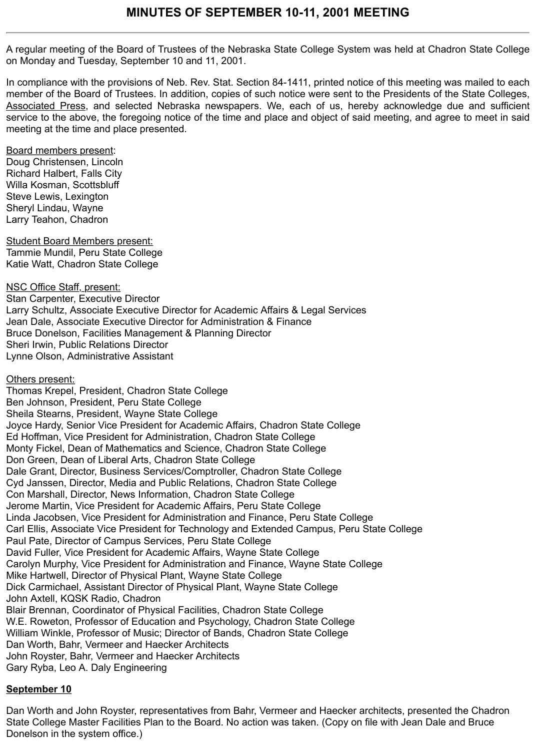# MINUTES OF SEPTEMBER 10-11, 2001 MEETING

A regular meeting of the Board of Trustees of the Nebraska State College System was held at Chadron State College on Monday and Tuesday, September 10 and 11, 2001.

In compliance with the provisions of Neb. Rev. Stat. Section 84-1411, printed notice of this meeting was mailed to each member of the Board of Trustees. In addition, copies of such notice were sent to the Presidents of the State Colleges, Associated Press, and selected Nebraska newspapers. We, each of us, hereby acknowledge due and sufficient service to the above, the foregoing notice of the time and place and object of said meeting, and agree to meet in said meeting at the time and place presented.

Board members present:
Doug Christensen, Lincoln
Richard Halbert, Falls City
Willa Kosman, Scottsbluff
Steve Lewis, Lexington
Sheryl Lindau, Wayne
Larry Teahon, Chadron

Student Board Members present:
Tammie Mundil, Peru State College
Katie Watt, Chadron State College

NSC Office Staff, present:
Stan Carpenter, Executive Director
Larry Schultz, Associate Executive Director for Academic Affairs & Legal Services
Jean Dale, Associate Executive Director for Administration & Finance
Bruce Donelson, Facilities Management & Planning Director
Sheri Irwin, Public Relations Director
Lynne Olson, Administrative Assistant

Others present:
Thomas Krepel, President, Chadron State College
Ben Johnson, President, Peru State College
Sheila Stearns, President, Wayne State College
Joyce Hardy, Senior Vice President for Academic Affairs, Chadron State College
Ed Hoffman, Vice President for Administration, Chadron State College
Monty Fickel, Dean of Mathematics and Science, Chadron State College
Don Green, Dean of Liberal Arts, Chadron State College
Dale Grant, Director, Business Services/Comptroller, Chadron State College
Cyd Janssen, Director, Media and Public Relations, Chadron State College
Con Marshall, Director, News Information, Chadron State College
Jerome Martin, Vice President for Academic Affairs, Peru State College
Linda Jacobsen, Vice President for Administration and Finance, Peru State College
Carl Ellis, Associate Vice President for Technology and Extended Campus, Peru State College
Paul Pate, Director of Campus Services, Peru State College
David Fuller, Vice President for Academic Affairs, Wayne State College
Carolyn Murphy, Vice President for Administration and Finance, Wayne State College
Mike Hartwell, Director of Physical Plant, Wayne State College
Dick Carmichael, Assistant Director of Physical Plant, Wayne State College
John Axtell, KQSK Radio, Chadron
Blair Brennan, Coordinator of Physical Facilities, Chadron State College
W.E. Roweton, Professor of Education and Psychology, Chadron State College
William Winkle, Professor of Music; Director of Bands, Chadron State College
Dan Worth, Bahr, Vermeer and Haecker Architects
John Royster, Bahr, Vermeer and Haecker Architects
Gary Ryba, Leo A. Daly Engineering

**September 10**

Dan Worth and John Royster, representatives from Bahr, Vermeer and Haecker architects, presented the Chadron State College Master Facilities Plan to the Board. No action was taken. (Copy on file with Jean Dale and Bruce Donelson in the system office.)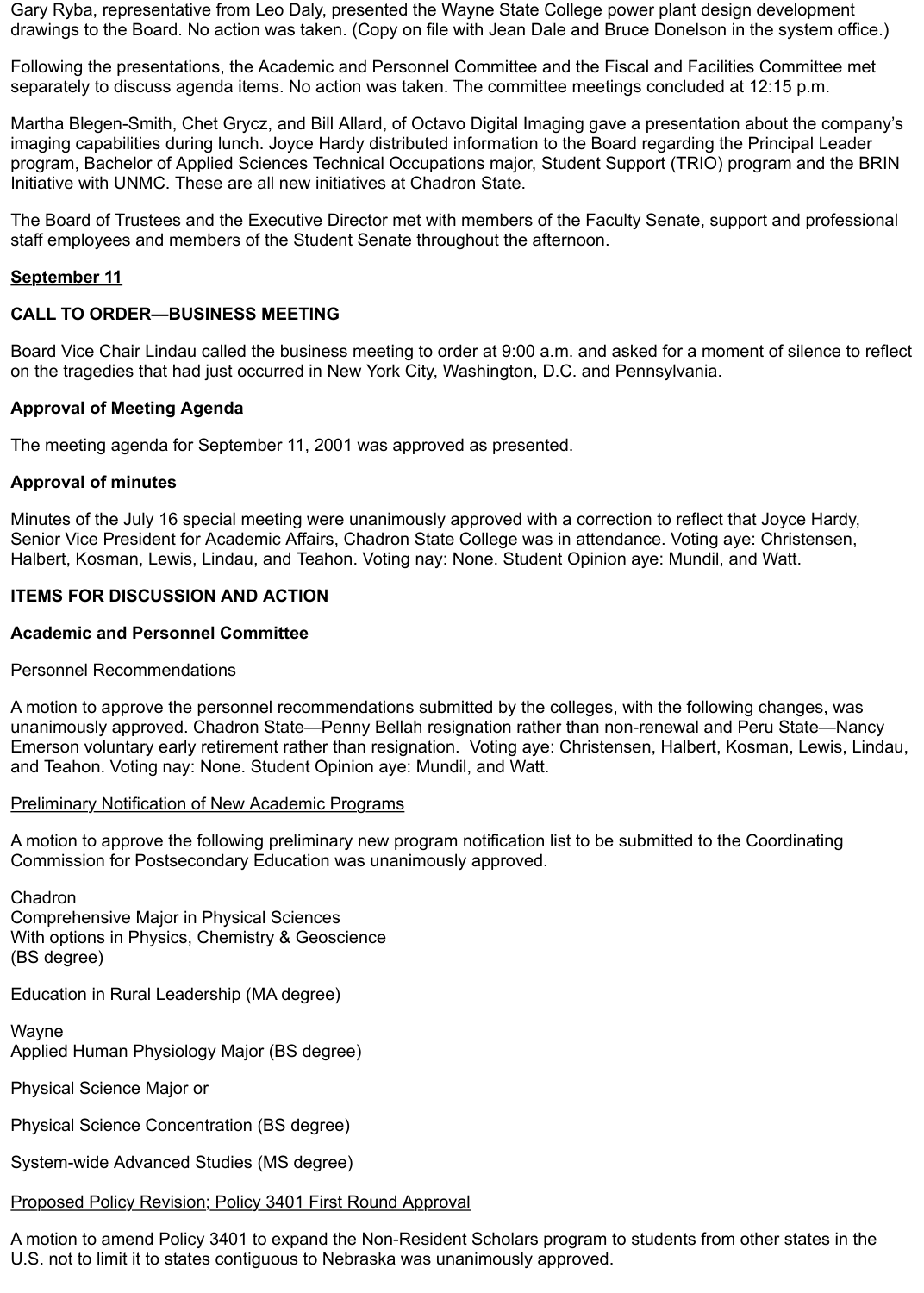Gary Ryba, representative from Leo Daly, presented the Wayne State College power plant design development drawings to the Board. No action was taken. (Copy on file with Jean Dale and Bruce Donelson in the system office.)

Following the presentations, the Academic and Personnel Committee and the Fiscal and Facilities Committee met separately to discuss agenda items. No action was taken. The committee meetings concluded at 12:15 p.m.

Martha Blegen-Smith, Chet Grycz, and Bill Allard, of Octavo Digital Imaging gave a presentation about the company's imaging capabilities during lunch. Joyce Hardy distributed information to the Board regarding the Principal Leader program, Bachelor of Applied Sciences Technical Occupations major, Student Support (TRIO) program and the BRIN Initiative with UNMC. These are all new initiatives at Chadron State.

The Board of Trustees and the Executive Director met with members of the Faculty Senate, support and professional staff employees and members of the Student Senate throughout the afternoon.

**September 11**

**CALL TO ORDER—BUSINESS MEETING**

Board Vice Chair Lindau called the business meeting to order at 9:00 a.m. and asked for a moment of silence to reflect on the tragedies that had just occurred in New York City, Washington, D.C. and Pennsylvania.

**Approval of Meeting Agenda**

The meeting agenda for September 11, 2001 was approved as presented.

**Approval of minutes**

Minutes of the July 16 special meeting were unanimously approved with a correction to reflect that Joyce Hardy, Senior Vice President for Academic Affairs, Chadron State College was in attendance. Voting aye: Christensen, Halbert, Kosman, Lewis, Lindau, and Teahon. Voting nay: None. Student Opinion aye: Mundil, and Watt.

**ITEMS FOR DISCUSSION AND ACTION**

**Academic and Personnel Committee**

Personnel Recommendations

A motion to approve the personnel recommendations submitted by the colleges, with the following changes, was unanimously approved. Chadron State—Penny Bellah resignation rather than non-renewal and Peru State—Nancy Emerson voluntary early retirement rather than resignation. Voting aye: Christensen, Halbert, Kosman, Lewis, Lindau, and Teahon. Voting nay: None. Student Opinion aye: Mundil, and Watt.

Preliminary Notification of New Academic Programs

A motion to approve the following preliminary new program notification list to be submitted to the Coordinating Commission for Postsecondary Education was unanimously approved.

Chadron
Comprehensive Major in Physical Sciences
With options in Physics, Chemistry & Geoscience
(BS degree)

Education in Rural Leadership (MA degree)

Wayne
Applied Human Physiology Major (BS degree)

Physical Science Major or

Physical Science Concentration (BS degree)

System-wide Advanced Studies (MS degree)

Proposed Policy Revision; Policy 3401 First Round Approval

A motion to amend Policy 3401 to expand the Non-Resident Scholars program to students from other states in the U.S. not to limit it to states contiguous to Nebraska was unanimously approved.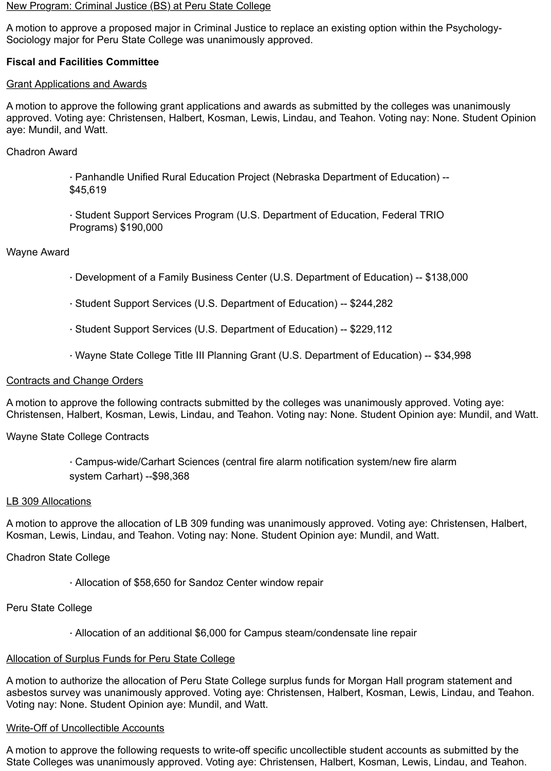New Program: Criminal Justice (BS) at Peru State College

A motion to approve a proposed major in Criminal Justice to replace an existing option within the Psychology-Sociology major for Peru State College was unanimously approved.

**Fiscal and Facilities Committee**

Grant Applications and Awards

A motion to approve the following grant applications and awards as submitted by the colleges was unanimously approved. Voting aye: Christensen, Halbert, Kosman, Lewis, Lindau, and Teahon. Voting nay: None. Student Opinion aye: Mundil, and Watt.

Chadron Award

- · Panhandle Unified Rural Education Project (Nebraska Department of Education) -- $45,619
- · Student Support Services Program (U.S. Department of Education, Federal TRIO Programs) $190,000

Wayne Award

- · Development of a Family Business Center (U.S. Department of Education) -- $138,000
- · Student Support Services (U.S. Department of Education) -- $244,282
- · Student Support Services (U.S. Department of Education) -- $229,112
- · Wayne State College Title III Planning Grant (U.S. Department of Education) -- $34,998

Contracts and Change Orders

A motion to approve the following contracts submitted by the colleges was unanimously approved. Voting aye: Christensen, Halbert, Kosman, Lewis, Lindau, and Teahon. Voting nay: None. Student Opinion aye: Mundil, and Watt.

Wayne State College Contracts

- · Campus-wide/Carhart Sciences (central fire alarm notification system/new fire alarm system Carhart) --$98,368

LB 309 Allocations

A motion to approve the allocation of LB 309 funding was unanimously approved. Voting aye: Christensen, Halbert, Kosman, Lewis, Lindau, and Teahon. Voting nay: None. Student Opinion aye: Mundil, and Watt.

Chadron State College

- · Allocation of $58,650 for Sandoz Center window repair

Peru State College

- · Allocation of an additional $6,000 for Campus steam/condensate line repair

Allocation of Surplus Funds for Peru State College

A motion to authorize the allocation of Peru State College surplus funds for Morgan Hall program statement and asbestos survey was unanimously approved. Voting aye: Christensen, Halbert, Kosman, Lewis, Lindau, and Teahon. Voting nay: None. Student Opinion aye: Mundil, and Watt.

Write-Off of Uncollectible Accounts

A motion to approve the following requests to write-off specific uncollectible student accounts as submitted by the State Colleges was unanimously approved. Voting aye: Christensen, Halbert, Kosman, Lewis, Lindau, and Teahon.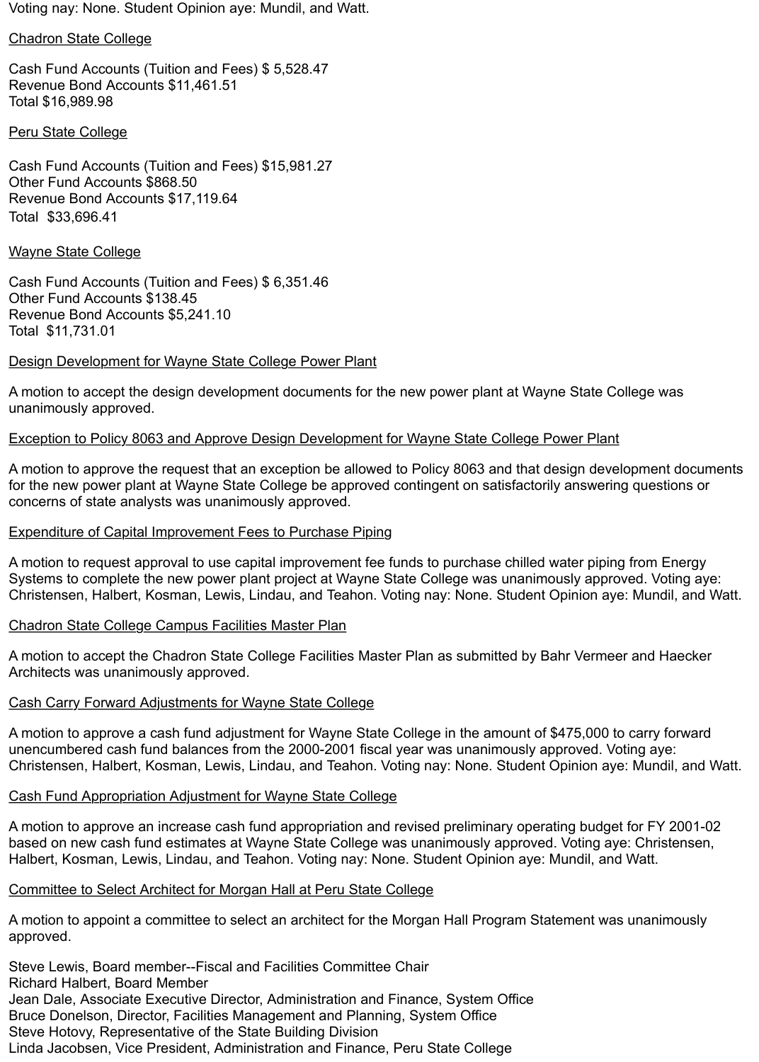Voting nay: None. Student Opinion aye: Mundil, and Watt.

<u>Chadron State College</u>

Cash Fund Accounts (Tuition and Fees) $ 5,528.47
Revenue Bond Accounts $11,461.51
Total $16,989.98

<u>Peru State College</u>

Cash Fund Accounts (Tuition and Fees) $15,981.27
Other Fund Accounts $868.50
Revenue Bond Accounts $17,119.64
Total $33,696.41

<u>Wayne State College</u>

Cash Fund Accounts (Tuition and Fees) $ 6,351.46
Other Fund Accounts $138.45
Revenue Bond Accounts $5,241.10
Total $11,731.01

<u>Design Development for Wayne State College Power Plant</u>

A motion to accept the design development documents for the new power plant at Wayne State College was unanimously approved.

<u>Exception to Policy 8063 and Approve Design Development for Wayne State College Power Plant</u>

A motion to approve the request that an exception be allowed to Policy 8063 and that design development documents for the new power plant at Wayne State College be approved contingent on satisfactorily answering questions or concerns of state analysts was unanimously approved.

<u>Expenditure of Capital Improvement Fees to Purchase Piping</u>

A motion to request approval to use capital improvement fee funds to purchase chilled water piping from Energy Systems to complete the new power plant project at Wayne State College was unanimously approved. Voting aye: Christensen, Halbert, Kosman, Lewis, Lindau, and Teahon. Voting nay: None. Student Opinion aye: Mundil, and Watt.

<u>Chadron State College Campus Facilities Master Plan</u>

A motion to accept the Chadron State College Facilities Master Plan as submitted by Bahr Vermeer and Haecker Architects was unanimously approved.

<u>Cash Carry Forward Adjustments for Wayne State College</u>

A motion to approve a cash fund adjustment for Wayne State College in the amount of $475,000 to carry forward unencumbered cash fund balances from the 2000-2001 fiscal year was unanimously approved. Voting aye: Christensen, Halbert, Kosman, Lewis, Lindau, and Teahon. Voting nay: None. Student Opinion aye: Mundil, and Watt.

<u>Cash Fund Appropriation Adjustment for Wayne State College</u>

A motion to approve an increase cash fund appropriation and revised preliminary operating budget for FY 2001-02 based on new cash fund estimates at Wayne State College was unanimously approved. Voting aye: Christensen, Halbert, Kosman, Lewis, Lindau, and Teahon. Voting nay: None. Student Opinion aye: Mundil, and Watt.

<u>Committee to Select Architect for Morgan Hall at Peru State College</u>

A motion to appoint a committee to select an architect for the Morgan Hall Program Statement was unanimously approved.

Steve Lewis, Board member--Fiscal and Facilities Committee Chair
Richard Halbert, Board Member
Jean Dale, Associate Executive Director, Administration and Finance, System Office
Bruce Donelson, Director, Facilities Management and Planning, System Office
Steve Hotovy, Representative of the State Building Division
Linda Jacobsen, Vice President, Administration and Finance, Peru State College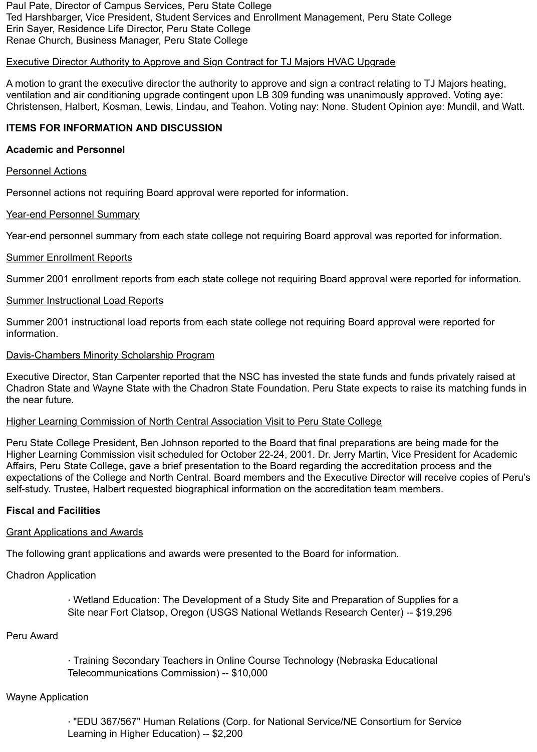Paul Pate, Director of Campus Services, Peru State College
Ted Harshbarger, Vice President, Student Services and Enrollment Management, Peru State College
Erin Sayer, Residence Life Director, Peru State College
Renae Church, Business Manager, Peru State College

Executive Director Authority to Approve and Sign Contract for TJ Majors HVAC Upgrade

A motion to grant the executive director the authority to approve and sign a contract relating to TJ Majors heating, ventilation and air conditioning upgrade contingent upon LB 309 funding was unanimously approved. Voting aye: Christensen, Halbert, Kosman, Lewis, Lindau, and Teahon. Voting nay: None. Student Opinion aye: Mundil, and Watt.

**ITEMS FOR INFORMATION AND DISCUSSION**

**Academic and Personnel**

Personnel Actions

Personnel actions not requiring Board approval were reported for information.

Year-end Personnel Summary

Year-end personnel summary from each state college not requiring Board approval was reported for information.

Summer Enrollment Reports

Summer 2001 enrollment reports from each state college not requiring Board approval were reported for information.

Summer Instructional Load Reports

Summer 2001 instructional load reports from each state college not requiring Board approval were reported for information.

Davis-Chambers Minority Scholarship Program

Executive Director, Stan Carpenter reported that the NSC has invested the state funds and funds privately raised at Chadron State and Wayne State with the Chadron State Foundation. Peru State expects to raise its matching funds in the near future.

Higher Learning Commission of North Central Association Visit to Peru State College

Peru State College President, Ben Johnson reported to the Board that final preparations are being made for the Higher Learning Commission visit scheduled for October 22-24, 2001. Dr. Jerry Martin, Vice President for Academic Affairs, Peru State College, gave a brief presentation to the Board regarding the accreditation process and the expectations of the College and North Central. Board members and the Executive Director will receive copies of Peru's self-study. Trustee, Halbert requested biographical information on the accreditation team members.

**Fiscal and Facilities**

Grant Applications and Awards

The following grant applications and awards were presented to the Board for information.

Chadron Application

- Wetland Education: The Development of a Study Site and Preparation of Supplies for a Site near Fort Clatsop, Oregon (USGS National Wetlands Research Center) -- $19,296

Peru Award

- Training Secondary Teachers in Online Course Technology (Nebraska Educational Telecommunications Commission) -- $10,000

Wayne Application

- "EDU 367/567" Human Relations (Corp. for National Service/NE Consortium for Service Learning in Higher Education) -- $2,200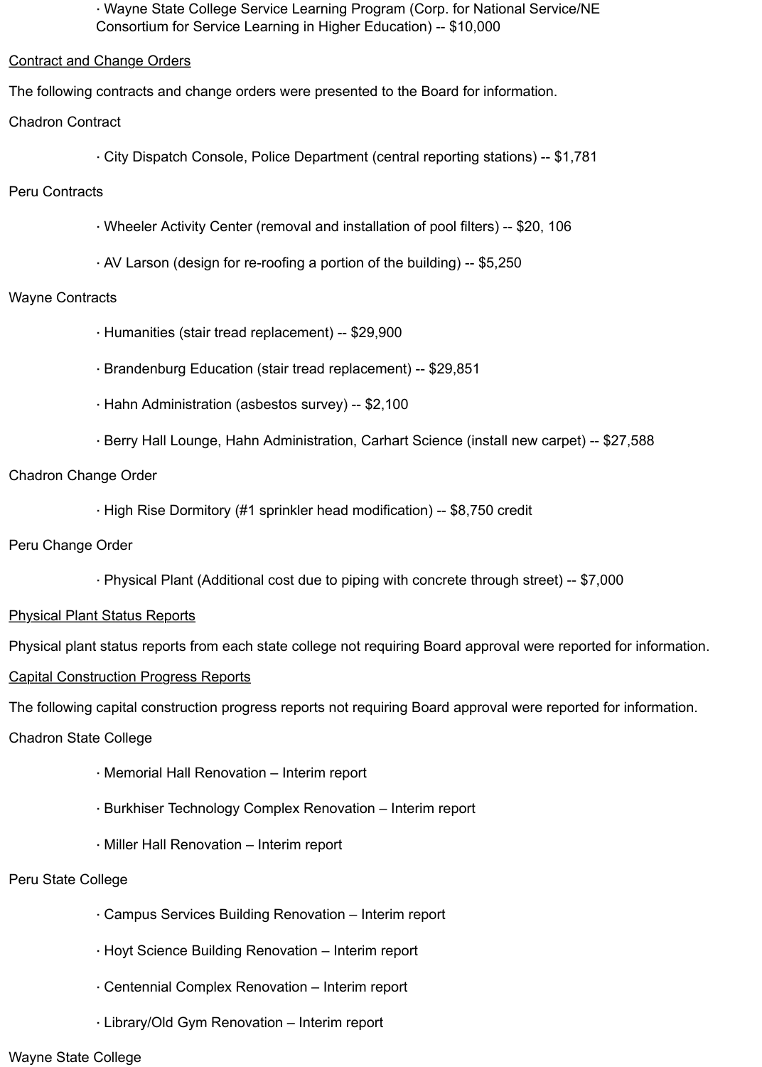- Wayne State College Service Learning Program (Corp. for National Service/NE Consortium for Service Learning in Higher Education) -- $10,000

Contract and Change Orders

The following contracts and change orders were presented to the Board for information.

Chadron Contract

- City Dispatch Console, Police Department (central reporting stations) -- $1,781

Peru Contracts

- Wheeler Activity Center (removal and installation of pool filters) -- $20, 106
- AV Larson (design for re-roofing a portion of the building) -- $5,250

Wayne Contracts

- Humanities (stair tread replacement) -- $29,900
- Brandenburg Education (stair tread replacement) -- $29,851
- Hahn Administration (asbestos survey) -- $2,100
- Berry Hall Lounge, Hahn Administration, Carhart Science (install new carpet) -- $27,588

Chadron Change Order

- High Rise Dormitory (#1 sprinkler head modification) -- $8,750 credit

Peru Change Order

- Physical Plant (Additional cost due to piping with concrete through street) -- $7,000

Physical Plant Status Reports

Physical plant status reports from each state college not requiring Board approval were reported for information.

Capital Construction Progress Reports

The following capital construction progress reports not requiring Board approval were reported for information.

Chadron State College

- Memorial Hall Renovation – Interim report
- Burkhiser Technology Complex Renovation – Interim report
- Miller Hall Renovation – Interim report

Peru State College

- Campus Services Building Renovation – Interim report
- Hoyt Science Building Renovation – Interim report
- Centennial Complex Renovation – Interim report
- Library/Old Gym Renovation – Interim report

Wayne State College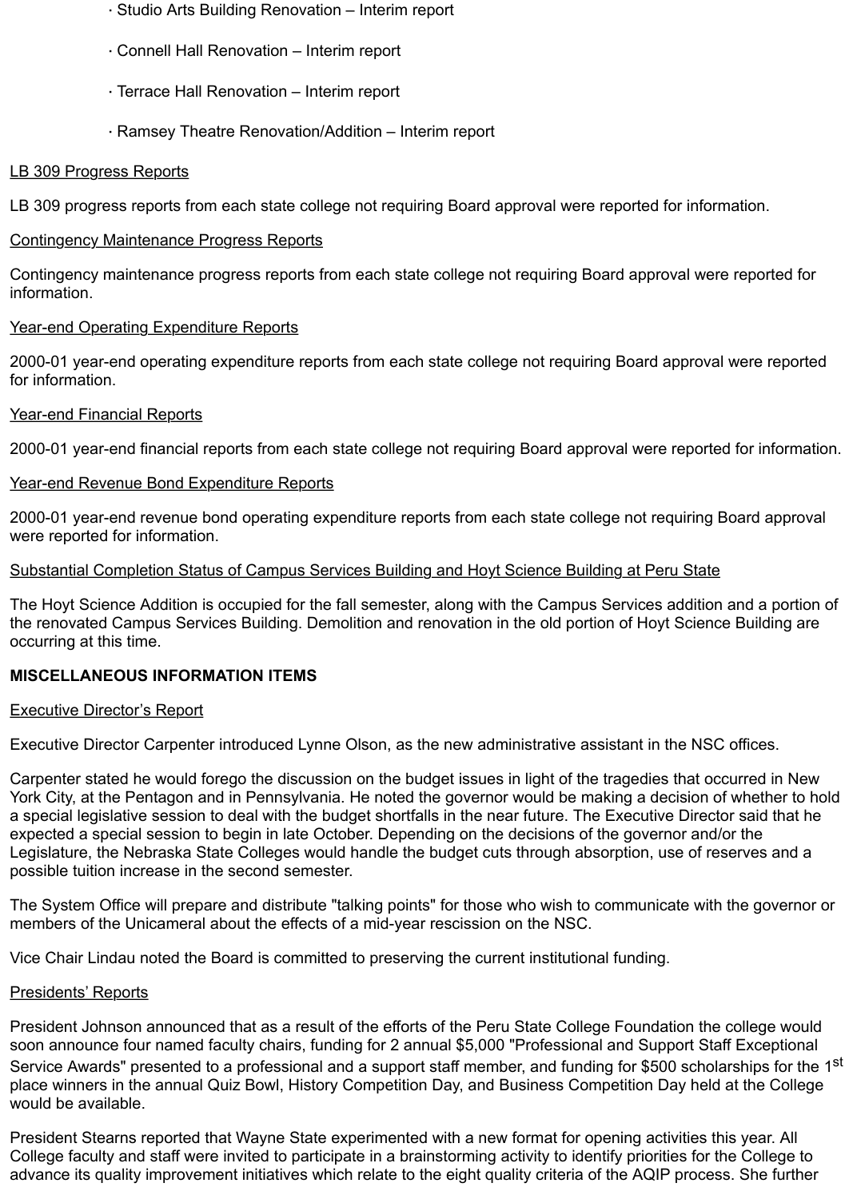- Studio Arts Building Renovation – Interim report
- Connell Hall Renovation – Interim report
- Terrace Hall Renovation – Interim report
- Ramsey Theatre Renovation/Addition – Interim report

LB 309 Progress Reports

LB 309 progress reports from each state college not requiring Board approval were reported for information.

Contingency Maintenance Progress Reports

Contingency maintenance progress reports from each state college not requiring Board approval were reported for information.

Year-end Operating Expenditure Reports

2000-01 year-end operating expenditure reports from each state college not requiring Board approval were reported for information.

Year-end Financial Reports

2000-01 year-end financial reports from each state college not requiring Board approval were reported for information.

Year-end Revenue Bond Expenditure Reports

2000-01 year-end revenue bond operating expenditure reports from each state college not requiring Board approval were reported for information.

Substantial Completion Status of Campus Services Building and Hoyt Science Building at Peru State

The Hoyt Science Addition is occupied for the fall semester, along with the Campus Services addition and a portion of the renovated Campus Services Building. Demolition and renovation in the old portion of Hoyt Science Building are occurring at this time.

**MISCELLANEOUS INFORMATION ITEMS**

Executive Director's Report

Executive Director Carpenter introduced Lynne Olson, as the new administrative assistant in the NSC offices.

Carpenter stated he would forego the discussion on the budget issues in light of the tragedies that occurred in New York City, at the Pentagon and in Pennsylvania. He noted the governor would be making a decision of whether to hold a special legislative session to deal with the budget shortfalls in the near future. The Executive Director said that he expected a special session to begin in late October. Depending on the decisions of the governor and/or the Legislature, the Nebraska State Colleges would handle the budget cuts through absorption, use of reserves and a possible tuition increase in the second semester.

The System Office will prepare and distribute "talking points" for those who wish to communicate with the governor or members of the Unicameral about the effects of a mid-year rescission on the NSC.

Vice Chair Lindau noted the Board is committed to preserving the current institutional funding.

Presidents' Reports

President Johnson announced that as a result of the efforts of the Peru State College Foundation the college would soon announce four named faculty chairs, funding for 2 annual $5,000 "Professional and Support Staff Exceptional Service Awards" presented to a professional and a support staff member, and funding for $500 scholarships for the 1st place winners in the annual Quiz Bowl, History Competition Day, and Business Competition Day held at the College would be available.

President Stearns reported that Wayne State experimented with a new format for opening activities this year. All College faculty and staff were invited to participate in a brainstorming activity to identify priorities for the College to advance its quality improvement initiatives which relate to the eight quality criteria of the AQIP process. She further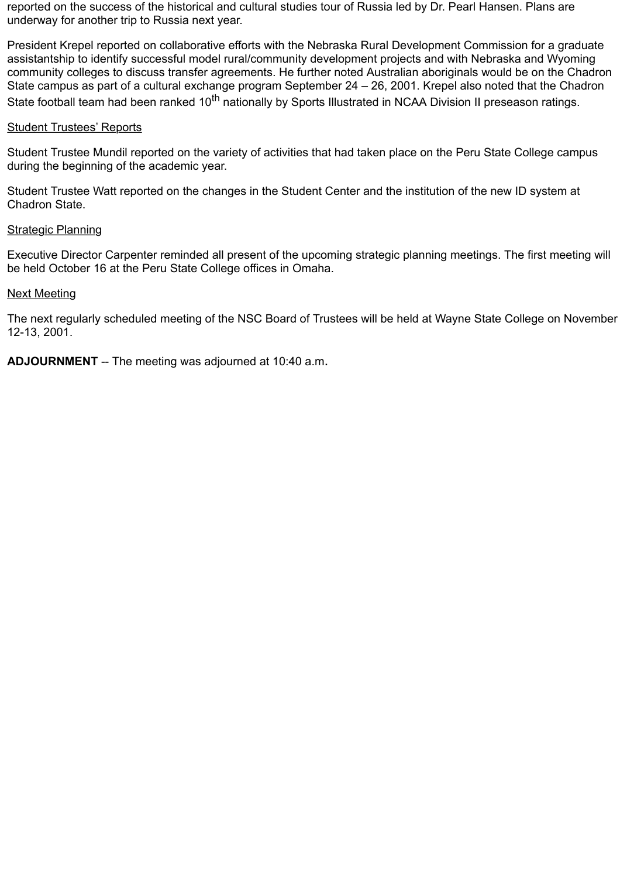reported on the success of the historical and cultural studies tour of Russia led by Dr. Pearl Hansen. Plans are underway for another trip to Russia next year.

President Krepel reported on collaborative efforts with the Nebraska Rural Development Commission for a graduate assistantship to identify successful model rural/community development projects and with Nebraska and Wyoming community colleges to discuss transfer agreements. He further noted Australian aboriginals would be on the Chadron State campus as part of a cultural exchange program September 24 – 26, 2001. Krepel also noted that the Chadron State football team had been ranked 10th nationally by Sports Illustrated in NCAA Division II preseason ratings.

Student Trustees' Reports

Student Trustee Mundil reported on the variety of activities that had taken place on the Peru State College campus during the beginning of the academic year.

Student Trustee Watt reported on the changes in the Student Center and the institution of the new ID system at Chadron State.

Strategic Planning

Executive Director Carpenter reminded all present of the upcoming strategic planning meetings. The first meeting will be held October 16 at the Peru State College offices in Omaha.

Next Meeting

The next regularly scheduled meeting of the NSC Board of Trustees will be held at Wayne State College on November 12-13, 2001.

**ADJOURNMENT** -- The meeting was adjourned at 10:40 a.m.